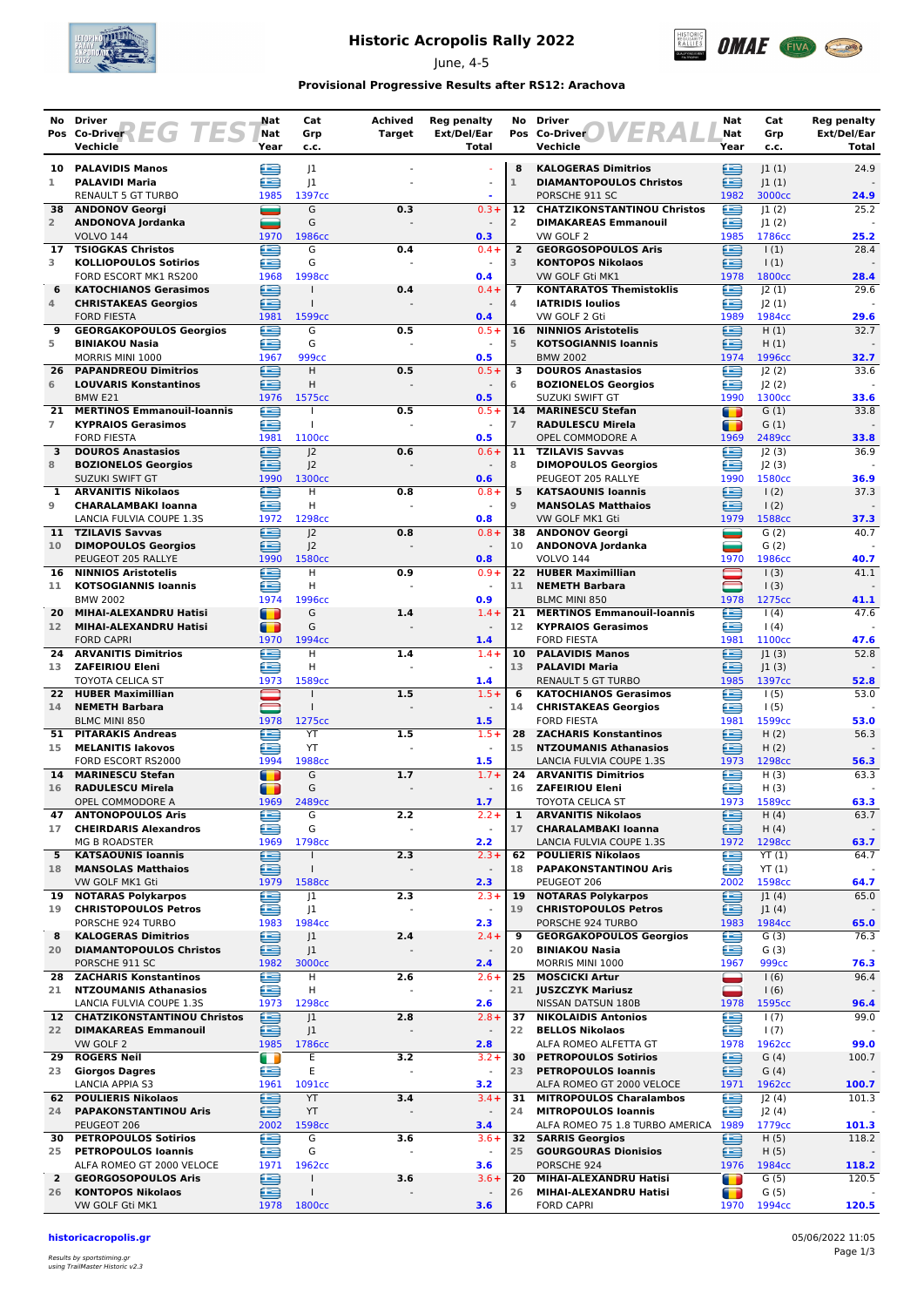# Historic Acropolis Rally 2022

June, 4-5

### Provisional Progressive Results after RS12: Arachova

## REG TEST

| No / Pos | Driver / Co-Driver / Vechicle | Nat / Nat / Year | Cat / Grp / c.c. | Achived Target | Reg penalty Ext/Del/Ear / Total |
|---|---|---|---|---|---|
| 10 / 1 | PALAVIDIS Manos / PALAVIDI Maria / RENAULT 5 GT TURBO | GR / GR / 1985 | J1 / J1 / 1397cc | - | - |
| 38 / 2 | ANDONOV Georgi / ANDONOVA Jordanka / VOLVO 144 | BG / BG / 1970 | G / G / 1986cc | 0.3 | 0.3 |
| 17 / 3 | TSIOGKAS Christos / KOLLIOPOULOS Sotirios / FORD ESCORT MK1 RS200 | GR / GR / 1968 | G / G / 1998cc | 0.4 | 0.4 |
| 6 / 4 | KATOCHIANOS Gerasimos / CHRISTAKEAS Georgios / FORD FIESTA | GR / GR / 1981 | I / I / 1599cc | 0.4 | 0.4 |
| 9 / 5 | GEORGAKOPOULOS Georgios / BINIAKOU Nasia / MORRIS MINI 1000 | GR / GR / 1967 | G / G / 999cc | 0.5 | 0.5 |
| 26 / 6 | PAPANDREOU Dimitrios / LOUVARIS Konstantinos / BMW E21 | GR / GR / 1976 | H / H / 1575cc | 0.5 | 0.5 |
| 21 / 7 | MERTINOS Emmanouil-Ioannis / KYPRAIOS Gerasimos / FORD FIESTA | GR / GR / 1981 | I / I / 1100cc | 0.5 | 0.5 |
| 3 / 8 | DOUROS Anastasios / BOZIONELOS Georgios / SUZUKI SWIFT GT | GR / GR / 1990 | J2 / J2 / 1300cc | 0.6 | 0.6 |
| 1 / 9 | ARVANITIS Nikolaos / CHARALAMBAKI Ioanna / LANCIA FULVIA COUPE 1.3S | GR / GR / 1972 | H / H / 1298cc | 0.8 | 0.8 |
| 11 / 10 | TZILAVIS Savvas / DIMOPOULOS Georgios / PEUGEOT 205 RALLYE | GR / GR / 1990 | J2 / J2 / 1580cc | 0.8 | 0.8 |
| 16 / 11 | NINNIOS Aristotelis / KOTSOGIANNIS Ioannis / BMW 2002 | GR / GR / 1974 | H / H / 1996cc | 0.9 | 0.9 |
| 20 / 12 | MIHAI-ALEXANDRU Hatisi / MIHAI-ALEXANDRU Hatisi / FORD CAPRI | RO / RO / 1970 | G / G / 1994cc | 1.4 | 1.4 |
| 24 / 13 | ARVANITIS Dimitrios / ZAFEIRIOU Eleni / TOYOTA CELICA ST | GR / GR / 1973 | H / H / 1589cc | 1.4 | 1.4 |
| 22 / 14 | HUBER Maximillian / NEMETH Barbara / BLMC MINI 850 | AT / HU / 1978 | I / I / 1275cc | 1.5 | 1.5 |
| 51 / 15 | PITARAKIS Andreas / MELANITIS Iakovos / FORD ESCORT RS2000 | GR / GR / 1994 | YT / YT / 1988cc | 1.5 | 1.5 |
| 14 / 16 | MARINESCU Stefan / RADULESCU Mirela / OPEL COMMODORE A | RO / RO / 1969 | G / G / 2489cc | 1.7 | 1.7 |
| 47 / 17 | ANTONOPOULOS Aris / CHEIRDARIS Alexandros / MG B ROADSTER | GR / GR / 1969 | G / G / 1798cc | 2.2 | 2.2 |
| 5 / 18 | KATSAOUNIS Ioannis / MANSOLAS Matthaios / VW GOLF MK1 Gti | GR / GR / 1979 | I / I / 1588cc | 2.3 | 2.3 |
| 19 / 19 | NOTARAS Polykarpos / CHRISTOPOULOS Petros / PORSCHE 924 TURBO | GR / GR / 1983 | J1 / J1 / 1984cc | 2.3 | 2.3 |
| 8 / 20 | KALOGERAS Dimitrios / DIAMANTOPOULOS Christos / PORSCHE 911 SC | GR / GR / 1982 | J1 / J1 / 3000cc | 2.4 | 2.4 |
| 28 / 21 | ZACHARIS Konstantinos / NTZOUMANIS Athanasios / LANCIA FULVIA COUPE 1.3S | GR / GR / 1973 | H / H / 1298cc | 2.6 | 2.6 |
| 12 / 22 | CHATZIKONSTANTINOU Christos / DIMAKAREAS Emmanouil / VW GOLF 2 | GR / GR / 1985 | J1 / J1 / 1786cc | 2.8 | 2.8 |
| 29 / 23 | ROGERS Neil / Giorgos Dagres / LANCIA APPIA S3 | IE / GR / 1961 | E / E / 1091cc | 3.2 | 3.2 |
| 62 / 24 | POULIERIS Nikolaos / PAPAKONSTANTINOU Aris / PEUGEOT 206 | GR / GR / 2002 | YT / YT / 1598cc | 3.4 | 3.4 |
| 30 / 25 | PETROPOULOS Sotirios / PETROPOULOS Ioannis / ALFA ROMEO GT 2000 VELOCE | GR / GR / 1971 | G / G / 1962cc | 3.6 | 3.6 |
| 2 / 26 | GEORGOSOPOULOS Aris / KONTOPOS Nikolaos / VW GOLF Gti MK1 | GR / GR / 1978 | I / I / 1800cc | 3.6 | 3.6 |

## OVERALL

| No / Pos | Driver / Co-Driver / Vechicle | Nat / Nat / Year | Cat / Grp / c.c. | Reg penalty Ext/Del/Ear / Total |
|---|---|---|---|---|
| 8 / 1 | KALOGERAS Dimitrios / DIAMANTOPOULOS Christos / PORSCHE 911 SC | GR / GR / 1982 | J1 (1) / J1 (1) / 3000cc | 24.9 / 24.9 |
| 12 / 2 | CHATZIKONSTANTINOU Christos / DIMAKAREAS Emmanouil / VW GOLF 2 | GR / GR / 1985 | J1 (2) / J1 (2) / 1786cc | 25.2 / 25.2 |
| 2 / 3 | GEORGOSOPOULOS Aris / KONTOPOS Nikolaos / VW GOLF Gti MK1 | GR / GR / 1978 | I (1) / I (1) / 1800cc | 28.4 / 28.4 |
| 7 / 4 | KONTARATOS Themistoklis / IATRIDIS Ioulios / VW GOLF 2 Gti | GR / GR / 1989 | J2 (1) / J2 (1) / 1984cc | 29.6 / 29.6 |
| 16 / 5 | NINNIOS Aristotelis / KOTSOGIANNIS Ioannis / BMW 2002 | GR / GR / 1974 | H (1) / H (1) / 1996cc | 32.7 / 32.7 |
| 3 / 6 | DOUROS Anastasios / BOZIONELOS Georgios / SUZUKI SWIFT GT | GR / GR / 1990 | J2 (2) / J2 (2) / 1300cc | 33.6 / 33.6 |
| 14 / 7 | MARINESCU Stefan / RADULESCU Mirela / OPEL COMMODORE A | RO / RO / 1969 | G (1) / G (1) / 2489cc | 33.8 / 33.8 |
| 11 / 8 | TZILAVIS Savvas / DIMOPOULOS Georgios / PEUGEOT 205 RALLYE | GR / GR / 1990 | J2 (3) / J2 (3) / 1580cc | 36.9 / 36.9 |
| 5 / 9 | KATSAOUNIS Ioannis / MANSOLAS Matthaios / VW GOLF MK1 Gti | GR / GR / 1979 | I (2) / I (2) / 1588cc | 37.3 / 37.3 |
| 38 / 10 | ANDONOV Georgi / ANDONOVA Jordanka / VOLVO 144 | BG / BG / 1970 | G (2) / G (2) / 1986cc | 40.7 / 40.7 |
| 22 / 11 | HUBER Maximillian / NEMETH Barbara / BLMC MINI 850 | AT / HU / 1978 | I (3) / I (3) / 1275cc | 41.1 / 41.1 |
| 21 / 12 | MERTINOS Emmanouil-Ioannis / KYPRAIOS Gerasimos / FORD FIESTA | GR / GR / 1981 | I (4) / I (4) / 1100cc | 47.6 / 47.6 |
| 10 / 13 | PALAVIDIS Manos / PALAVIDI Maria / RENAULT 5 GT TURBO | GR / GR / 1985 | J1 (3) / J1 (3) / 1397cc | 52.8 / 52.8 |
| 6 / 14 | KATOCHIANOS Gerasimos / CHRISTAKEAS Georgios / FORD FIESTA | GR / GR / 1981 | I (5) / I (5) / 1599cc | 53.0 / 53.0 |
| 28 / 15 | ZACHARIS Konstantinos / NTZOUMANIS Athanasios / LANCIA FULVIA COUPE 1.3S | GR / GR / 1973 | H (2) / H (2) / 1298cc | 56.3 / 56.3 |
| 24 / 16 | ARVANITIS Dimitrios / ZAFEIRIOU Eleni / TOYOTA CELICA ST | GR / GR / 1973 | H (3) / H (3) / 1589cc | 63.3 / 63.3 |
| 1 / 17 | ARVANITIS Nikolaos / CHARALAMBAKI Ioanna / LANCIA FULVIA COUPE 1.3S | GR / GR / 1972 | H (4) / H (4) / 1298cc | 63.7 / 63.7 |
| 62 / 18 | POULIERIS Nikolaos / PAPAKONSTANTINOU Aris / PEUGEOT 206 | GR / GR / 2002 | YT (1) / YT (1) / 1598cc | 64.7 / 64.7 |
| 19 / 19 | NOTARAS Polykarpos / CHRISTOPOULOS Petros / PORSCHE 924 TURBO | GR / GR / 1983 | J1 (4) / J1 (4) / 1984cc | 65.0 / 65.0 |
| 9 / 20 | GEORGAKOPOULOS Georgios / BINIAKOU Nasia / MORRIS MINI 1000 | GR / GR / 1967 | G (3) / G (3) / 999cc | 76.3 / 76.3 |
| 25 / 21 | MOSCICKI Artur / JUSZCZYK Mariusz / NISSAN DATSUN 180B | PL / PL / 1978 | I (6) / I (6) / 1595cc | 96.4 / 96.4 |
| 37 / 22 | NIKOLAIDIS Antonios / BELLOS Nikolaos / ALFA ROMEO ALFETTA GT | GR / GR / 1978 | I (7) / I (7) / 1962cc | 99.0 / 99.0 |
| 30 / 23 | PETROPOULOS Sotirios / PETROPOULOS Ioannis / ALFA ROMEO GT 2000 VELOCE | GR / GR / 1971 | G (4) / G (4) / 1962cc | 100.7 / 100.7 |
| 31 / 24 | MITROPOULOS Charalambos / MITROPOULOS Ioannis / ALFA ROMEO 75 1.8 TURBO AMERICA | GR / GR / 1989 | J2 (4) / J2 (4) / 1779cc | 101.3 / 101.3 |
| 32 / 25 | SARRIS Georgios / GOURGOURAS Dionisios / PORSCHE 924 | GR / GR / 1976 | H (5) / H (5) / 1984cc | 118.2 / 118.2 |
| 20 / 26 | MIHAI-ALEXANDRU Hatisi / MIHAI-ALEXANDRU Hatisi / FORD CAPRI | RO / RO / 1970 | G (5) / G (5) / 1994cc | 120.5 / 120.5 |

historicacropolis.gr

05/06/2022 11:05

*Results by sportstiming.gr using TrailMaster Historic v2.3*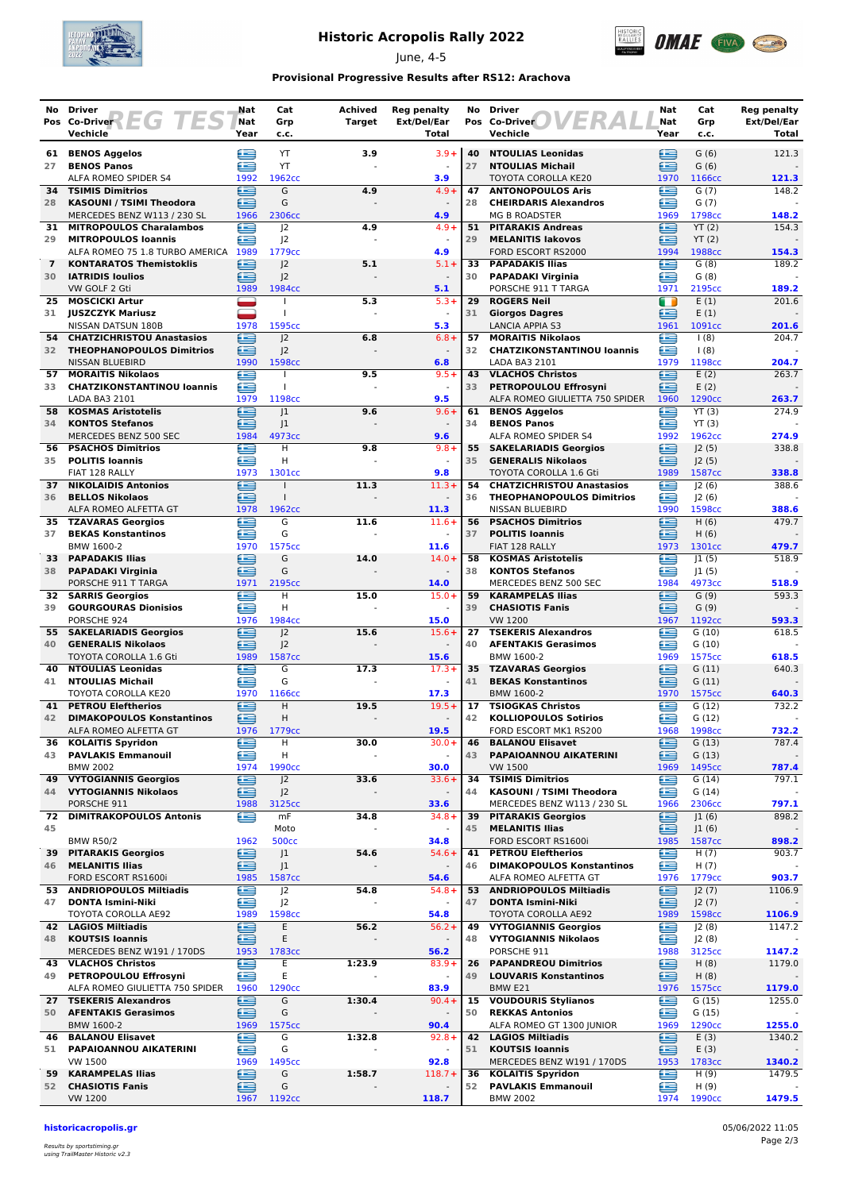# Historic Acropolis Rally 2022

June, 4-5

### Provisional Progressive Results after RS12: Arachova

## REG TEST

| No | Pos | Driver | Co-Driver | Vehicle | Nat | Nat | Year | Cat | Grp | c.c. | Achived Target | Reg penalty Ext/Del/Ear | Total |
|---|---|---|---|---|---|---|---|---|---|---|---|---|---|
| 61 | 27 | BENOS Aggelos | BENOS Panos | ALFA ROMEO SPIDER S4 | GRE | GRE | 1992 | YT | YT | 1962cc | 3.9 | 3.9 + - | 3.9 |
| 34 | 28 | TSIMIS Dimitrios | KASOUNI / TSIMI Theodora | MERCEDES BENZ W113 / 230 SL | GRE | GRE | 1966 | G | G | 2306cc | 4.9 | 4.9 + - | 4.9 |
| 31 | 29 | MITROPOULOS Charalambos | MITROPOULOS Ioannis | ALFA ROMEO 75 1.8 TURBO AMERICA | GRE | GRE | 1989 | J2 | J2 | 1779cc | 4.9 | 4.9 + - | 4.9 |
| 7 | 30 | KONTARATOS Themistoklis | IATRIDIS Ioulios | VW GOLF 2 Gti | GRE | GRE | 1989 | J2 | J2 | 1984cc | 5.1 | 5.1 + - | 5.1 |
| 25 | 31 | MOSCICKI Artur | JUSZCZYK Mariusz | NISSAN DATSUN 180B | POL | POL | 1978 | I | I | 1595cc | 5.3 | 5.3 + - | 5.3 |
| 54 | 32 | CHATZICHRISTOU Anastasios | THEOPHANOPOULOS Dimitrios | NISSAN BLUEBIRD | GRE | GRE | 1990 | J2 | J2 | 1598cc | 6.8 | 6.8 + - | 6.8 |
| 57 | 33 | MORAITIS Nikolaos | CHATZIKONSTANTINOU Ioannis | LADA BA3 2101 | GRE | GRE | 1979 | I | I | 1198cc | 9.5 | 9.5 + - | 9.5 |
| 58 | 34 | KOSMAS Aristotelis | KONTOS Stefanos | MERCEDES BENZ 500 SEC | GRE | GRE | 1984 | J1 | J1 | 4973cc | 9.6 | 9.6 + - | 9.6 |
| 56 | 35 | PSACHOS Dimitrios | POLITIS Ioannis | FIAT 128 RALLY | GRE | GRE | 1973 | H | H | 1301cc | 9.8 | 9.8 + - | 9.8 |
| 37 | 36 | NIKOLAIDIS Antonios | BELLOS Nikolaos | ALFA ROMEO ALFETTA GT | GRE | GRE | 1978 | I | I | 1962cc | 11.3 | 11.3 + - | 11.3 |
| 35 | 37 | TZAVARAS Georgios | BEKAS Konstantinos | BMW 1600-2 | GRE | GRE | 1970 | G | G | 1575cc | 11.6 | 11.6 + - | 11.6 |
| 33 | 38 | PAPADAKIS Ilias | PAPADAKI Virginia | PORSCHE 911 T TARGA | GRE | GRE | 1971 | G | G | 2195cc | 14.0 | 14.0 + - | 14.0 |
| 32 | 39 | SARRIS Georgios | GOURGOURAS Dionisios | PORSCHE 924 | GRE | GRE | 1976 | H | H | 1984cc | 15.0 | 15.0 + - | 15.0 |
| 55 | 40 | SAKELARIADIS Georgios | GENERALIS Nikolaos | TOYOTA COROLLA 1.6 Gti | GRE | GRE | 1989 | J2 | J2 | 1587cc | 15.6 | 15.6 + - | 15.6 |
| 40 | 41 | NTOULIAS Leonidas | NTOULIAS Michail | TOYOTA COROLLA KE20 | GRE | GRE | 1970 | G | G | 1166cc | 17.3 | 17.3 + - | 17.3 |
| 41 | 42 | PETROU Eleftherios | DIMAKOPOULOS Konstantinos | ALFA ROMEO ALFETTA GT | GRE | GRE | 1976 | H | H | 1779cc | 19.5 | 19.5 + - | 19.5 |
| 36 | 43 | KOLAITIS Spyridon | PAVLAKIS Emmanouil | BMW 2002 | GRE | GRE | 1974 | H | H | 1990cc | 30.0 | 30.0 + - | 30.0 |
| 49 | 44 | VYTOGIANNIS Georgios | VYTOGIANNIS Nikolaos | PORSCHE 911 | GRE | GRE | 1988 | J2 | J2 | 3125cc | 33.6 | 33.6 + - | 33.6 |
| 72 | 45 | DIMITRAKOPOULOS Antonis | | BMW R50/2 | GRE | | 1962 | mF | Moto | 500cc | 34.8 | 34.8 + - | 34.8 |
| 39 | 46 | PITARAKIS Georgios | MELANITIS Ilias | FORD ESCORT RS1600i | GRE | GRE | 1985 | J1 | J1 | 1587cc | 54.6 | 54.6 + - | 54.6 |
| 53 | 47 | ANDRIOPOULOS Miltiadis | DONTA Ismini-Niki | TOYOTA COROLLA AE92 | GRE | GRE | 1989 | J2 | J2 | 1598cc | 54.8 | 54.8 + - | 54.8 |
| 42 | 48 | LAGIOS Miltiadis | KOUTSIS Ioannis | MERCEDES BENZ W191 / 170DS | GRE | GRE | 1953 | E | E | 1783cc | 56.2 | 56.2 + - | 56.2 |
| 43 | 49 | VLACHOS Christos | PETROPOULOU Effrosyni | ALFA ROMEO GIULIETTA 750 SPIDER | GRE | GRE | 1960 | E | E | 1290cc | 1:23.9 | 83.9 + - | 83.9 |
| 27 | 50 | TSEKERIS Alexandros | AFENTAKIS Gerasimos | BMW 1600-2 | GRE | GRE | 1969 | G | G | 1575cc | 1:30.4 | 90.4 + - | 90.4 |
| 46 | 51 | BALANOU Elisavet | PAPAIOANNOU AIKATERINI | VW 1500 | GRE | GRE | 1969 | G | G | 1495cc | 1:32.8 | 92.8 + - | 92.8 |
| 59 | 52 | KARAMPELAS Ilias | CHASIOTIS Fanis | VW 1200 | GRE | GRE | 1967 | G | G | 1192cc | 1:58.7 | 118.7 + - | 118.7 |

## OVERALL

| No | Pos | Driver | Co-Driver | Vehicle | Nat | Nat | Year | Cat | Grp | c.c. | Reg penalty Ext/Del/Ear | Total |
|---|---|---|---|---|---|---|---|---|---|---|---|---|
| 40 | 27 | NTOULIAS Leonidas | NTOULIAS Michail | TOYOTA COROLLA KE20 | GRE | GRE | 1970 | G (6) | G (6) | 1166cc | 121.3 - | 121.3 |
| 47 | 28 | ANTONOPOULOS Aris | CHEIRDARIS Alexandros | MG B ROADSTER | GRE | GRE | 1969 | G (7) | G (7) | 1798cc | 148.2 - | 148.2 |
| 51 | 29 | PITARAKIS Andreas | MELANITIS Iakovos | FORD ESCORT RS2000 | GRE | GRE | 1994 | YT (2) | YT (2) | 1988cc | 154.3 - | 154.3 |
| 33 | 30 | PAPADAKIS Ilias | PAPADAKI Virginia | PORSCHE 911 T TARGA | GRE | GRE | 1971 | G (8) | G (8) | 2195cc | 189.2 - | 189.2 |
| 29 | 31 | ROGERS Neil | Giorgos Dagres | LANCIA APPIA S3 | IRL | GRE | 1961 | E (1) | E (1) | 1091cc | 201.6 - | 201.6 |
| 57 | 32 | MORAITIS Nikolaos | CHATZIKONSTANTINOU Ioannis | LADA BA3 2101 | GRE | GRE | 1979 | I (8) | I (8) | 1198cc | 204.7 - | 204.7 |
| 43 | 33 | VLACHOS Christos | PETROPOULOU Effrosyni | ALFA ROMEO GIULIETTA 750 SPIDER | GRE | GRE | 1960 | E (2) | E (2) | 1290cc | 263.7 - | 263.7 |
| 61 | 34 | BENOS Aggelos | BENOS Panos | ALFA ROMEO SPIDER S4 | GRE | GRE | 1992 | YT (3) | YT (3) | 1962cc | 274.9 - | 274.9 |
| 55 | 35 | SAKELARIADIS Georgios | GENERALIS Nikolaos | TOYOTA COROLLA 1.6 Gti | GRE | GRE | 1989 | J2 (5) | J2 (5) | 1587cc | 338.8 - | 338.8 |
| 54 | 36 | CHATZICHRISTOU Anastasios | THEOPHANOPOULOS Dimitrios | NISSAN BLUEBIRD | GRE | GRE | 1990 | J2 (6) | J2 (6) | 1598cc | 388.6 - | 388.6 |
| 56 | 37 | PSACHOS Dimitrios | POLITIS Ioannis | FIAT 128 RALLY | GRE | GRE | 1973 | H (6) | H (6) | 1301cc | 479.7 - | 479.7 |
| 58 | 38 | KOSMAS Aristotelis | KONTOS Stefanos | MERCEDES BENZ 500 SEC | GRE | GRE | 1984 | J1 (5) | J1 (5) | 4973cc | 518.9 - | 518.9 |
| 59 | 39 | KARAMPELAS Ilias | CHASIOTIS Fanis | VW 1200 | GRE | GRE | 1967 | G (9) | G (9) | 1192cc | 593.3 - | 593.3 |
| 27 | 40 | TSEKERIS Alexandros | AFENTAKIS Gerasimos | BMW 1600-2 | GRE | GRE | 1969 | G (10) | G (10) | 1575cc | 618.5 - | 618.5 |
| 35 | 41 | TZAVARAS Georgios | BEKAS Konstantinos | BMW 1600-2 | GRE | GRE | 1970 | G (11) | G (11) | 1575cc | 640.3 - | 640.3 |
| 17 | 42 | TSIOGKAS Christos | KOLLIOPOULOS Sotirios | FORD ESCORT MK1 RS200 | GRE | GRE | 1968 | G (12) | G (12) | 1998cc | 732.2 - | 732.2 |
| 46 | 43 | BALANOU Elisavet | PAPAIOANNOU AIKATERINI | VW 1500 | GRE | GRE | 1969 | G (13) | G (13) | 1495cc | 787.4 - | 787.4 |
| 34 | 44 | TSIMIS Dimitrios | KASOUNI / TSIMI Theodora | MERCEDES BENZ W113 / 230 SL | GRE | GRE | 1966 | G (14) | G (14) | 2306cc | 797.1 - | 797.1 |
| 39 | 45 | PITARAKIS Georgios | MELANITIS Ilias | FORD ESCORT RS1600i | GRE | GRE | 1985 | J1 (6) | J1 (6) | 1587cc | 898.2 - | 898.2 |
| 41 | 46 | PETROU Eleftherios | DIMAKOPOULOS Konstantinos | ALFA ROMEO ALFETTA GT | GRE | GRE | 1976 | H (7) | H (7) | 1779cc | 903.7 - | 903.7 |
| 53 | 47 | ANDRIOPOULOS Miltiadis | DONTA Ismini-Niki | TOYOTA COROLLA AE92 | GRE | GRE | 1989 | J2 (7) | J2 (7) | 1598cc | 1106.9 - | 1106.9 |
| 49 | 48 | VYTOGIANNIS Georgios | VYTOGIANNIS Nikolaos | PORSCHE 911 | GRE | GRE | 1988 | J2 (8) | J2 (8) | 3125cc | 1147.2 - | 1147.2 |
| 26 | 49 | PAPANDREOU Dimitrios | LOUVARIS Konstantinos | BMW E21 | GRE | GRE | 1976 | H (8) | H (8) | 1575cc | 1179.0 - | 1179.0 |
| 15 | 50 | VOUDOURIS Stylianos | REKKAS Antonios | ALFA ROMEO GT 1300 JUNIOR | GRE | GRE | 1969 | G (15) | G (15) | 1290cc | 1255.0 - | 1255.0 |
| 42 | 51 | LAGIOS Miltiadis | KOUTSIS Ioannis | MERCEDES BENZ W191 / 170DS | GRE | GRE | 1953 | E (3) | E (3) | 1783cc | 1340.2 - | 1340.2 |
| 36 | 52 | KOLAITIS Spyridon | PAVLAKIS Emmanouil | BMW 2002 | GRE | GRE | 1974 | H (9) | H (9) | 1990cc | 1479.5 - | 1479.5 |

historicacropolis.gr

Results by sportstiming.gr
using TrailMaster Historic v2.3

05/06/2022 11:05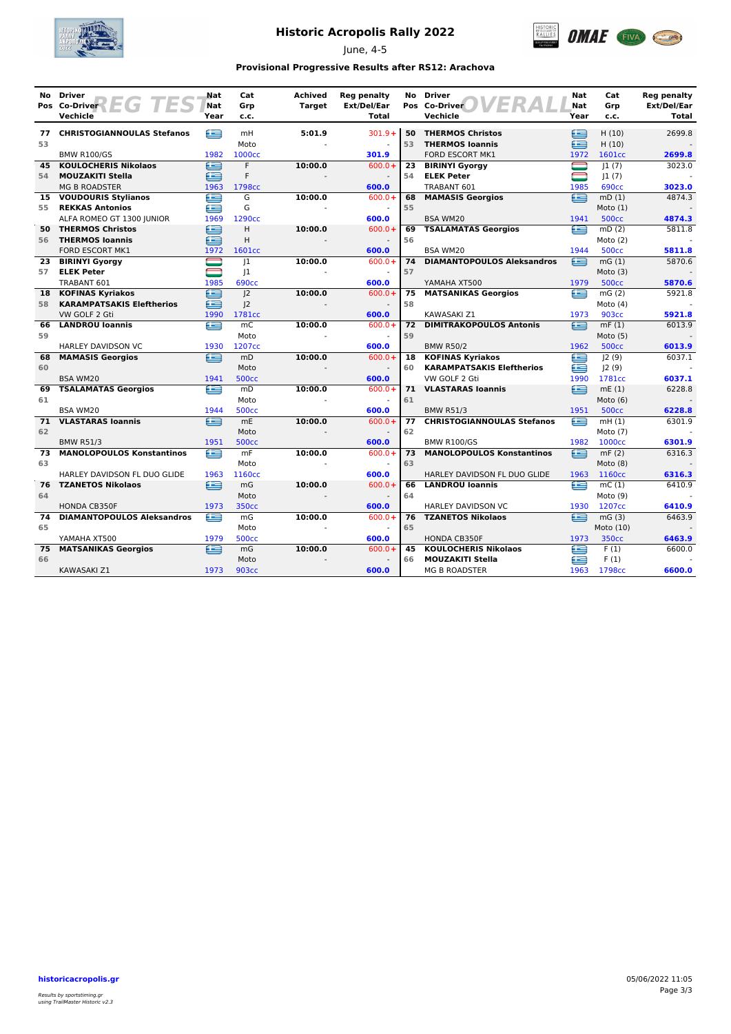# Historic Acropolis Rally 2022

June, 4-5

### Provisional Progressive Results after RS12: Arachova

**REG TEST**

| No Pos | Driver / Co-Driver / Vechicle | Nat / Nat / Year | Cat / Grp / c.c. | Achived Target | Reg penalty Ext/Del/Ear Total |
|---|---|---|---|---|---|
| 77 / 53 | **CHRISTOGIANNOULAS Stefanos** / BMW R100/GS | GRE / 1982 | mH / Moto / 1000cc | 5:01.9 | 301.9+ / - / **301.9** |
| 45 / 54 | **KOULOCHERIS Nikolaos** / **MOUZAKITI Stella** / MG B ROADSTER | GRE / GRE / 1963 | F / F / 1798cc | 10:00.0 | 600.0+ / - / **600.0** |
| 15 / 55 | **VOUDOURIS Stylianos** / **REKKAS Antonios** / ALFA ROMEO GT 1300 JUNIOR | GRE / GRE / 1969 | G / G / 1290cc | 10:00.0 | 600.0+ / - / **600.0** |
| 50 / 56 | **THERMOS Christos** / **THERMOS Ioannis** / FORD ESCORT MK1 | GRE / GRE / 1972 | H / H / 1601cc | 10:00.0 | 600.0+ / - / **600.0** |
| 23 / 57 | **BIRINYI Gyorgy** / **ELEK Peter** / TRABANT 601 | HUN / HUN / 1985 | J1 / J1 / 690cc | 10:00.0 | 600.0+ / - / **600.0** |
| 18 / 58 | **KOFINAS Kyriakos** / **KARAMPATSAKIS Eleftherios** / VW GOLF 2 Gti | GRE / GRE / 1990 | J2 / J2 / 1781cc | 10:00.0 | 600.0+ / - / **600.0** |
| 66 / 59 | **LANDROU Ioannis** / HARLEY DAVIDSON VC | GRE / 1930 | mC / Moto / 1207cc | 10:00.0 | 600.0+ / - / **600.0** |
| 68 / 60 | **MAMASIS Georgios** / BSA WM20 | GRE / 1941 | mD / Moto / 500cc | 10:00.0 | 600.0+ / - / **600.0** |
| 69 / 61 | **TSALAMATAS Georgios** / BSA WM20 | GRE / 1944 | mD / Moto / 500cc | 10:00.0 | 600.0+ / - / **600.0** |
| 71 / 62 | **VLASTARAS Ioannis** / BMW R51/3 | GRE / 1951 | mE / Moto / 500cc | 10:00.0 | 600.0+ / - / **600.0** |
| 73 / 63 | **MANOLOPOULOS Konstantinos** / HARLEY DAVIDSON FL DUO GLIDE | GRE / 1963 | mF / Moto / 1160cc | 10:00.0 | 600.0+ / - / **600.0** |
| 76 / 64 | **TZANETOS Nikolaos** / HONDA CB350F | GRE / 1973 | mG / Moto / 350cc | 10:00.0 | 600.0+ / - / **600.0** |
| 74 / 65 | **DIAMANTOPOULOS Aleksandros** / YAMAHA XT500 | GRE / 1979 | mG / Moto / 500cc | 10:00.0 | 600.0+ / - / **600.0** |
| 75 / 66 | **MATSANIKAS Georgios** / KAWASAKI Z1 | GRE / 1973 | mG / Moto / 903cc | 10:00.0 | 600.0+ / - / **600.0** |

**OVERALL**

| No Pos | Driver / Co-Driver / Vechicle | Nat / Nat / Year | Cat / Grp / c.c. | Reg penalty Ext/Del/Ear Total |
|---|---|---|---|---|
| 50 / 53 | **THERMOS Christos** / **THERMOS Ioannis** / FORD ESCORT MK1 | GRE / GRE / 1972 | H (10) / H (10) / 1601cc | 2699.8 / - / **2699.8** |
| 23 / 54 | **BIRINYI Gyorgy** / **ELEK Peter** / TRABANT 601 | HUN / HUN / 1985 | J1 (7) / J1 (7) / 690cc | 3023.0 / - / **3023.0** |
| 68 / 55 | **MAMASIS Georgios** / BSA WM20 | GRE / 1941 | mD (1) / Moto (1) / 500cc | 4874.3 / - / **4874.3** |
| 69 / 56 | **TSALAMATAS Georgios** / BSA WM20 | GRE / 1944 | mD (2) / Moto (2) / 500cc | 5811.8 / - / **5811.8** |
| 74 / 57 | **DIAMANTOPOULOS Aleksandros** / YAMAHA XT500 | GRE / 1979 | mG (1) / Moto (3) / 500cc | 5870.6 / - / **5870.6** |
| 75 / 58 | **MATSANIKAS Georgios** / KAWASAKI Z1 | GRE / 1973 | mG (2) / Moto (4) / 903cc | 5921.8 / - / **5921.8** |
| 72 / 59 | **DIMITRAKOPOULOS Antonis** / BMW R50/2 | GRE / 1962 | mF (1) / Moto (5) / 500cc | 6013.9 / - / **6013.9** |
| 18 / 60 | **KOFINAS Kyriakos** / **KARAMPATSAKIS Eleftherios** / VW GOLF 2 Gti | GRE / GRE / 1990 | J2 (9) / J2 (9) / 1781cc | 6037.1 / - / **6037.1** |
| 71 / 61 | **VLASTARAS Ioannis** / BMW R51/3 | GRE / 1951 | mE (1) / Moto (6) / 500cc | 6228.8 / - / **6228.8** |
| 77 / 62 | **CHRISTOGIANNOULAS Stefanos** / BMW R100/GS | GRE / 1982 | mH (1) / Moto (7) / 1000cc | 6301.9 / - / **6301.9** |
| 73 / 63 | **MANOLOPOULOS Konstantinos** / HARLEY DAVIDSON FL DUO GLIDE | GRE / 1963 | mF (2) / Moto (8) / 1160cc | 6316.3 / - / **6316.3** |
| 66 / 64 | **LANDROU Ioannis** / HARLEY DAVIDSON VC | GRE / 1930 | mC (1) / Moto (9) / 1207cc | 6410.9 / - / **6410.9** |
| 76 / 65 | **TZANETOS Nikolaos** / HONDA CB350F | GRE / 1973 | mG (3) / Moto (10) / 350cc | 6463.9 / - / **6463.9** |
| 45 / 66 | **KOULOCHERIS Nikolaos** / **MOUZAKITI Stella** / MG B ROADSTER | GRE / GRE / 1963 | F (1) / F (1) / 1798cc | 6600.0 / - / **6600.0** |

**historicacropolis.gr**

05/06/2022 11:05

*Results by sportstiming.gr*
*using TrailMaster Historic v2.3*